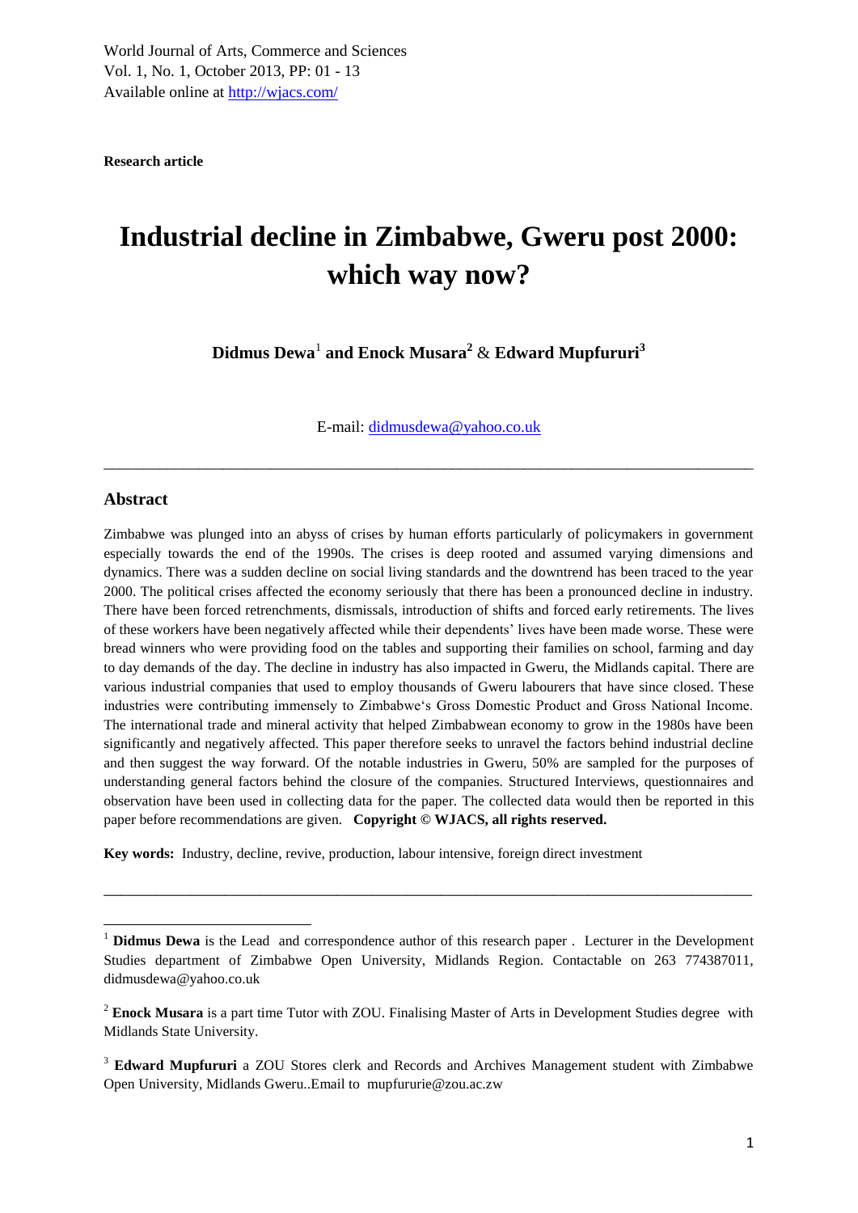**Research article**

# Industrial decline in Zimbabwe, Gweru post 2000: which way now?

**Didmus Dewa**[1] **and Enock Musara**[2] & **Edward Mupfururi**[3]

E-mail: didmusdewa@yahoo.co.uk

---

## Abstract

Zimbabwe was plunged into an abyss of crises by human efforts particularly of policymakers in government especially towards the end of the 1990s. The crises is deep rooted and assumed varying dimensions and dynamics. There was a sudden decline on social living standards and the downtrend has been traced to the year 2000. The political crises affected the economy seriously that there has been a pronounced decline in industry. There have been forced retrenchments, dismissals, introduction of shifts and forced early retirements. The lives of these workers have been negatively affected while their dependents' lives have been made worse. These were bread winners who were providing food on the tables and supporting their families on school, farming and day to day demands of the day. The decline in industry has also impacted in Gweru, the Midlands capital. There are various industrial companies that used to employ thousands of Gweru labourers that have since closed. These industries were contributing immensely to Zimbabwe's Gross Domestic Product and Gross National Income. The international trade and mineral activity that helped Zimbabwean economy to grow in the 1980s have been significantly and negatively affected. This paper therefore seeks to unravel the factors behind industrial decline and then suggest the way forward. Of the notable industries in Gweru, 50% are sampled for the purposes of understanding general factors behind the closure of the companies. Structured Interviews, questionnaires and observation have been used in collecting data for the paper. The collected data would then be reported in this paper before recommendations are given. **Copyright © WJACS, all rights reserved.**

**Key words:** Industry, decline, revive, production, labour intensive, foreign direct investment

---

[1] **Didmus Dewa** is the Lead and correspondence author of this research paper . Lecturer in the Development Studies department of Zimbabwe Open University, Midlands Region. Contactable on 263 774387011, didmusdewa@yahoo.co.uk

[2] **Enock Musara** is a part time Tutor with ZOU. Finalising Master of Arts in Development Studies degree with Midlands State University.

[3] **Edward Mupfururi** a ZOU Stores clerk and Records and Archives Management student with Zimbabwe Open University, Midlands Gweru..Email to mupfururie@zou.ac.zw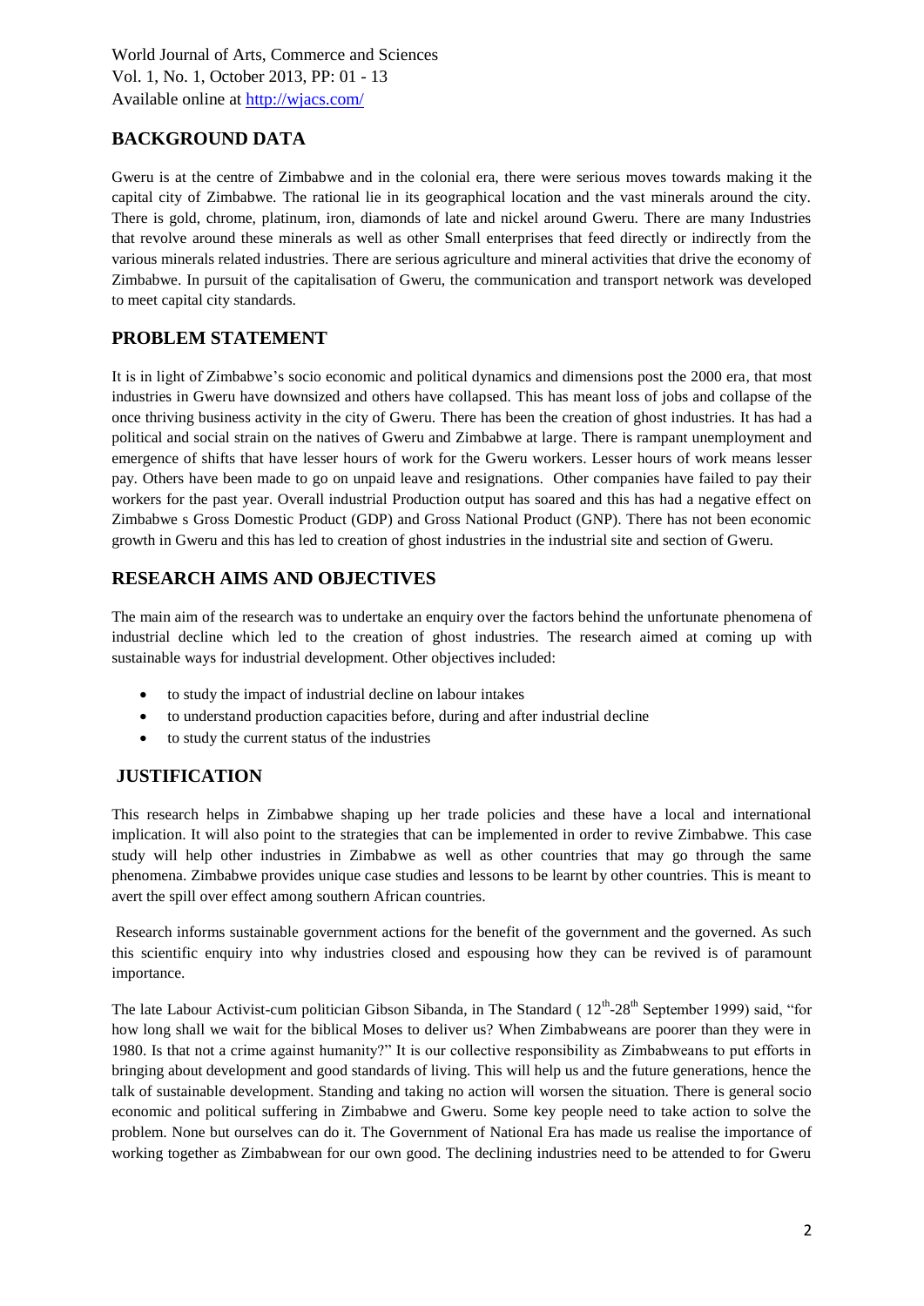## BACKGROUND DATA

Gweru is at the centre of Zimbabwe and in the colonial era, there were serious moves towards making it the capital city of Zimbabwe. The rational lie in its geographical location and the vast minerals around the city. There is gold, chrome, platinum, iron, diamonds of late and nickel around Gweru. There are many Industries that revolve around these minerals as well as other Small enterprises that feed directly or indirectly from the various minerals related industries. There are serious agriculture and mineral activities that drive the economy of Zimbabwe. In pursuit of the capitalisation of Gweru, the communication and transport network was developed to meet capital city standards.

## PROBLEM STATEMENT

It is in light of Zimbabwe's socio economic and political dynamics and dimensions post the 2000 era, that most industries in Gweru have downsized and others have collapsed. This has meant loss of jobs and collapse of the once thriving business activity in the city of Gweru. There has been the creation of ghost industries. It has had a political and social strain on the natives of Gweru and Zimbabwe at large. There is rampant unemployment and emergence of shifts that have lesser hours of work for the Gweru workers. Lesser hours of work means lesser pay. Others have been made to go on unpaid leave and resignations. Other companies have failed to pay their workers for the past year. Overall industrial Production output has soared and this has had a negative effect on Zimbabwe s Gross Domestic Product (GDP) and Gross National Product (GNP). There has not been economic growth in Gweru and this has led to creation of ghost industries in the industrial site and section of Gweru.

## RESEARCH AIMS AND OBJECTIVES

The main aim of the research was to undertake an enquiry over the factors behind the unfortunate phenomena of industrial decline which led to the creation of ghost industries. The research aimed at coming up with sustainable ways for industrial development. Other objectives included:

- to study the impact of industrial decline on labour intakes
- to understand production capacities before, during and after industrial decline
- to study the current status of the industries

## JUSTIFICATION

This research helps in Zimbabwe shaping up her trade policies and these have a local and international implication. It will also point to the strategies that can be implemented in order to revive Zimbabwe. This case study will help other industries in Zimbabwe as well as other countries that may go through the same phenomena. Zimbabwe provides unique case studies and lessons to be learnt by other countries. This is meant to avert the spill over effect among southern African countries.

Research informs sustainable government actions for the benefit of the government and the governed. As such this scientific enquiry into why industries closed and espousing how they can be revived is of paramount importance.

The late Labour Activist-cum politician Gibson Sibanda, in The Standard ( 12th-28th September 1999) said, "for how long shall we wait for the biblical Moses to deliver us? When Zimbabweans are poorer than they were in 1980. Is that not a crime against humanity?" It is our collective responsibility as Zimbabweans to put efforts in bringing about development and good standards of living. This will help us and the future generations, hence the talk of sustainable development. Standing and taking no action will worsen the situation. There is general socio economic and political suffering in Zimbabwe and Gweru. Some key people need to take action to solve the problem. None but ourselves can do it. The Government of National Era has made us realise the importance of working together as Zimbabwean for our own good. The declining industries need to be attended to for Gweru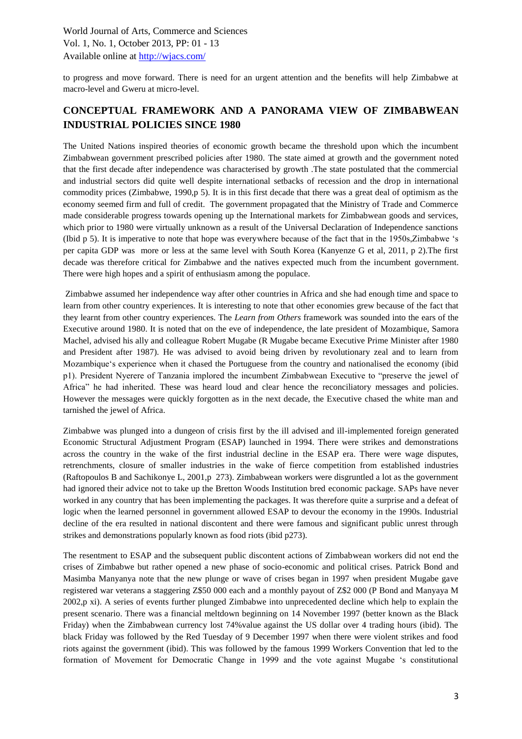to progress and move forward. There is need for an urgent attention and the benefits will help Zimbabwe at macro-level and Gweru at micro-level.

## CONCEPTUAL FRAMEWORK AND A PANORAMA VIEW OF ZIMBABWEAN INDUSTRIAL POLICIES SINCE 1980

The United Nations inspired theories of economic growth became the threshold upon which the incumbent Zimbabwean government prescribed policies after 1980. The state aimed at growth and the government noted that the first decade after independence was characterised by growth .The state postulated that the commercial and industrial sectors did quite well despite international setbacks of recession and the drop in international commodity prices (Zimbabwe, 1990,p 5). It is in this first decade that there was a great deal of optimism as the economy seemed firm and full of credit. The government propagated that the Ministry of Trade and Commerce made considerable progress towards opening up the International markets for Zimbabwean goods and services, which prior to 1980 were virtually unknown as a result of the Universal Declaration of Independence sanctions (Ibid p 5). It is imperative to note that hope was everywhere because of the fact that in the 1950s,Zimbabwe 's per capita GDP was more or less at the same level with South Korea (Kanyenze G et al, 2011, p 2).The first decade was therefore critical for Zimbabwe and the natives expected much from the incumbent government. There were high hopes and a spirit of enthusiasm among the populace.

Zimbabwe assumed her independence way after other countries in Africa and she had enough time and space to learn from other country experiences. It is interesting to note that other economies grew because of the fact that they learnt from other country experiences. The *Learn from Others* framework was sounded into the ears of the Executive around 1980. It is noted that on the eve of independence, the late president of Mozambique, Samora Machel, advised his ally and colleague Robert Mugabe (R Mugabe became Executive Prime Minister after 1980 and President after 1987). He was advised to avoid being driven by revolutionary zeal and to learn from Mozambique's experience when it chased the Portuguese from the country and nationalised the economy (ibid p1). President Nyerere of Tanzania implored the incumbent Zimbabwean Executive to "preserve the jewel of Africa" he had inherited. These was heard loud and clear hence the reconciliatory messages and policies. However the messages were quickly forgotten as in the next decade, the Executive chased the white man and tarnished the jewel of Africa.

Zimbabwe was plunged into a dungeon of crisis first by the ill advised and ill-implemented foreign generated Economic Structural Adjustment Program (ESAP) launched in 1994. There were strikes and demonstrations across the country in the wake of the first industrial decline in the ESAP era. There were wage disputes, retrenchments, closure of smaller industries in the wake of fierce competition from established industries (Raftopoulos B and Sachikonye L, 2001,p 273). Zimbabwean workers were disgruntled a lot as the government had ignored their advice not to take up the Bretton Woods Institution bred economic package. SAPs have never worked in any country that has been implementing the packages. It was therefore quite a surprise and a defeat of logic when the learned personnel in government allowed ESAP to devour the economy in the 1990s. Industrial decline of the era resulted in national discontent and there were famous and significant public unrest through strikes and demonstrations popularly known as food riots (ibid p273).

The resentment to ESAP and the subsequent public discontent actions of Zimbabwean workers did not end the crises of Zimbabwe but rather opened a new phase of socio-economic and political crises. Patrick Bond and Masimba Manyanya note that the new plunge or wave of crises began in 1997 when president Mugabe gave registered war veterans a staggering Z$50 000 each and a monthly payout of Z$2 000 (P Bond and Manyaya M 2002,p xi). A series of events further plunged Zimbabwe into unprecedented decline which help to explain the present scenario. There was a financial meltdown beginning on 14 November 1997 (better known as the Black Friday) when the Zimbabwean currency lost 74%value against the US dollar over 4 trading hours (ibid). The black Friday was followed by the Red Tuesday of 9 December 1997 when there were violent strikes and food riots against the government (ibid). This was followed by the famous 1999 Workers Convention that led to the formation of Movement for Democratic Change in 1999 and the vote against Mugabe 's constitutional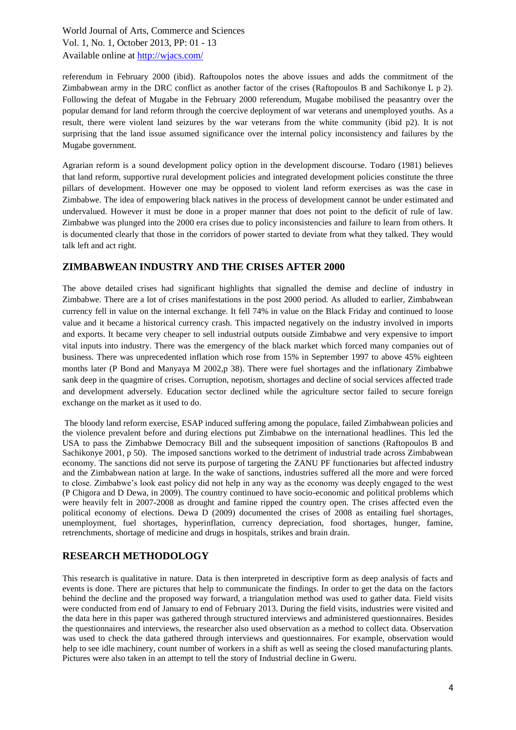referendum in February 2000 (ibid). Raftoupolos notes the above issues and adds the commitment of the Zimbabwean army in the DRC conflict as another factor of the crises (Raftopoulos B and Sachikonye L p 2). Following the defeat of Mugabe in the February 2000 referendum, Mugabe mobilised the peasantry over the popular demand for land reform through the coercive deployment of war veterans and unemployed youths. As a result, there were violent land seizures by the war veterans from the white community (ibid p2). It is not surprising that the land issue assumed significance over the internal policy inconsistency and failures by the Mugabe government.

Agrarian reform is a sound development policy option in the development discourse. Todaro (1981) believes that land reform, supportive rural development policies and integrated development policies constitute the three pillars of development. However one may be opposed to violent land reform exercises as was the case in Zimbabwe. The idea of empowering black natives in the process of development cannot be under estimated and undervalued. However it must be done in a proper manner that does not point to the deficit of rule of law. Zimbabwe was plunged into the 2000 era crises due to policy inconsistencies and failure to learn from others. It is documented clearly that those in the corridors of power started to deviate from what they talked. They would talk left and act right.

## ZIMBABWEAN INDUSTRY AND THE CRISES AFTER 2000

The above detailed crises had significant highlights that signalled the demise and decline of industry in Zimbabwe. There are a lot of crises manifestations in the post 2000 period. As alluded to earlier, Zimbabwean currency fell in value on the internal exchange. It fell 74% in value on the Black Friday and continued to loose value and it became a historical currency crash. This impacted negatively on the industry involved in imports and exports. It became very cheaper to sell industrial outputs outside Zimbabwe and very expensive to import vital inputs into industry. There was the emergency of the black market which forced many companies out of business. There was unprecedented inflation which rose from 15% in September 1997 to above 45% eighteen months later (P Bond and Manyaya M 2002,p 38). There were fuel shortages and the inflationary Zimbabwe sank deep in the quagmire of crises. Corruption, nepotism, shortages and decline of social services affected trade and development adversely. Education sector declined while the agriculture sector failed to secure foreign exchange on the market as it used to do.

The bloody land reform exercise, ESAP induced suffering among the populace, failed Zimbabwean policies and the violence prevalent before and during elections put Zimbabwe on the international headlines. This led the USA to pass the Zimbabwe Democracy Bill and the subsequent imposition of sanctions (Raftopoulos B and Sachikonye 2001, p 50). The imposed sanctions worked to the detriment of industrial trade across Zimbabwean economy. The sanctions did not serve its purpose of targeting the ZANU PF functionaries but affected industry and the Zimbabwean nation at large. In the wake of sanctions, industries suffered all the more and were forced to close. Zimbabwe's look east policy did not help in any way as the economy was deeply engaged to the west (P Chigora and D Dewa, in 2009). The country continued to have socio-economic and political problems which were heavily felt in 2007-2008 as drought and famine ripped the country open. The crises affected even the political economy of elections. Dewa D (2009) documented the crises of 2008 as entailing fuel shortages, unemployment, fuel shortages, hyperinflation, currency depreciation, food shortages, hunger, famine, retrenchments, shortage of medicine and drugs in hospitals, strikes and brain drain.

## RESEARCH METHODOLOGY

This research is qualitative in nature. Data is then interpreted in descriptive form as deep analysis of facts and events is done. There are pictures that help to communicate the findings. In order to get the data on the factors behind the decline and the proposed way forward, a triangulation method was used to gather data. Field visits were conducted from end of January to end of February 2013. During the field visits, industries were visited and the data here in this paper was gathered through structured interviews and administered questionnaires. Besides the questionnaires and interviews, the researcher also used observation as a method to collect data. Observation was used to check the data gathered through interviews and questionnaires. For example, observation would help to see idle machinery, count number of workers in a shift as well as seeing the closed manufacturing plants. Pictures were also taken in an attempt to tell the story of Industrial decline in Gweru.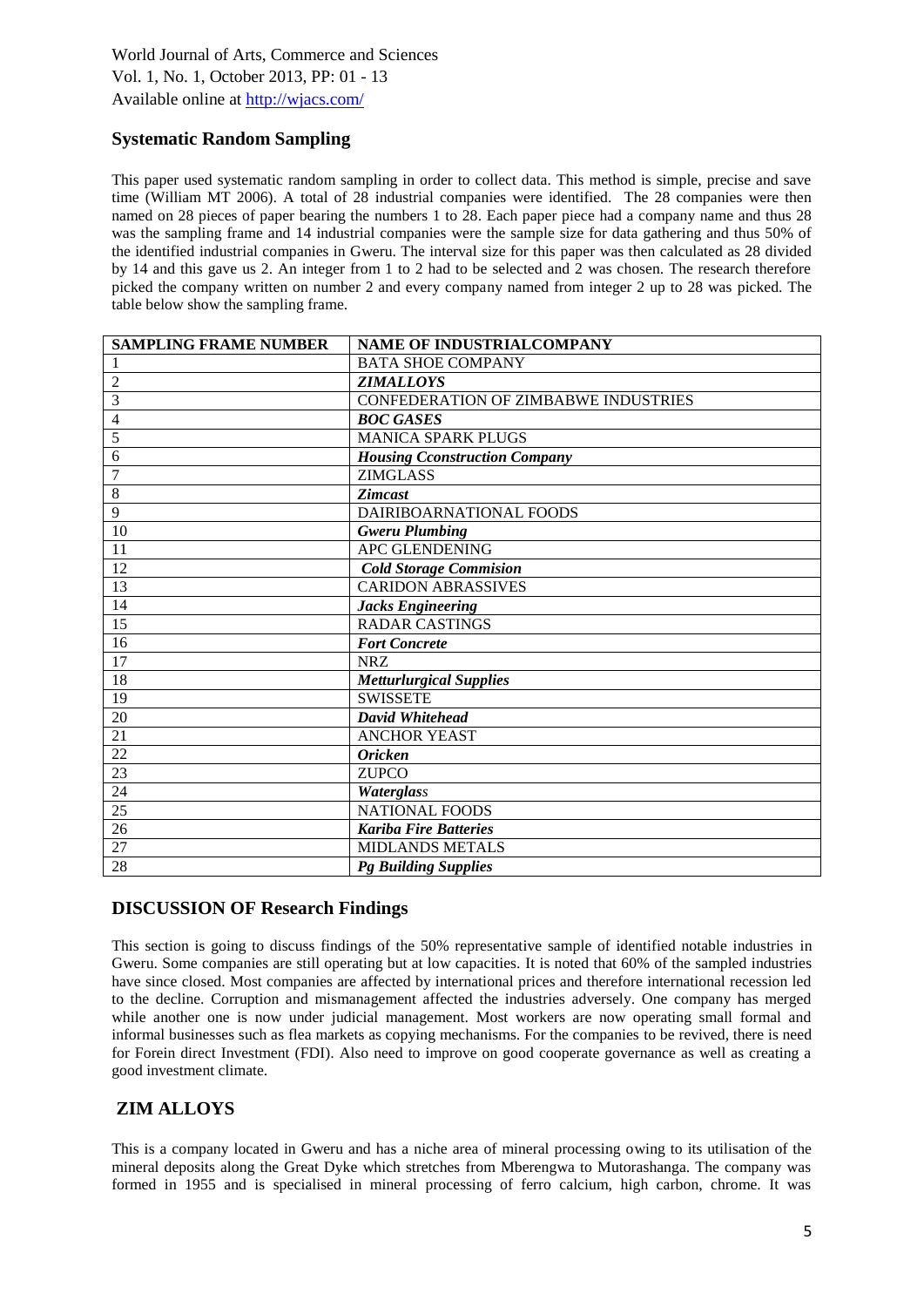## Systematic Random Sampling

This paper used systematic random sampling in order to collect data. This method is simple, precise and save time (William MT 2006). A total of 28 industrial companies were identified. The 28 companies were then named on 28 pieces of paper bearing the numbers 1 to 28. Each paper piece had a company name and thus 28 was the sampling frame and 14 industrial companies were the sample size for data gathering and thus 50% of the identified industrial companies in Gweru. The interval size for this paper was then calculated as 28 divided by 14 and this gave us 2. An integer from 1 to 2 had to be selected and 2 was chosen. The research therefore picked the company written on number 2 and every company named from integer 2 up to 28 was picked. The table below show the sampling frame.

| SAMPLING FRAME NUMBER | NAME OF INDUSTRIALCOMPANY |
|---|---|
| 1 | BATA SHOE COMPANY |
| 2 | ***ZIMALLOYS*** |
| 3 | CONFEDERATION OF ZIMBABWE INDUSTRIES |
| 4 | ***BOC GASES*** |
| 5 | MANICA SPARK PLUGS |
| 6 | ***Housing Cconstruction Company*** |
| 7 | ZIMGLASS |
| 8 | ***Zimcast*** |
| 9 | DAIRIBOARNATIONAL FOODS |
| 10 | ***Gweru Plumbing*** |
| 11 | APC GLENDENING |
| 12 | ***Cold Storage Commision*** |
| 13 | CARIDON ABRASSIVES |
| 14 | ***Jacks Engineering*** |
| 15 | RADAR CASTINGS |
| 16 | ***Fort Concrete*** |
| 17 | NRZ |
| 18 | ***Metturlurgical Supplies*** |
| 19 | SWISSETE |
| 20 | ***David Whitehead*** |
| 21 | ANCHOR YEAST |
| 22 | ***Oricken*** |
| 23 | ZUPCO |
| 24 | ***Waterglass*** |
| 25 | NATIONAL FOODS |
| 26 | ***Kariba Fire Batteries*** |
| 27 | MIDLANDS METALS |
| 28 | ***Pg Building Supplies*** |

## DISCUSSION OF Research Findings

This section is going to discuss findings of the 50% representative sample of identified notable industries in Gweru. Some companies are still operating but at low capacities. It is noted that 60% of the sampled industries have since closed. Most companies are affected by international prices and therefore international recession led to the decline. Corruption and mismanagement affected the industries adversely. One company has merged while another one is now under judicial management. Most workers are now operating small formal and informal businesses such as flea markets as copying mechanisms. For the companies to be revived, there is need for Forein direct Investment (FDI). Also need to improve on good cooperate governance as well as creating a good investment climate.

## ZIM ALLOYS

This is a company located in Gweru and has a niche area of mineral processing owing to its utilisation of the mineral deposits along the Great Dyke which stretches from Mberengwa to Mutorashanga. The company was formed in 1955 and is specialised in mineral processing of ferro calcium, high carbon, chrome. It was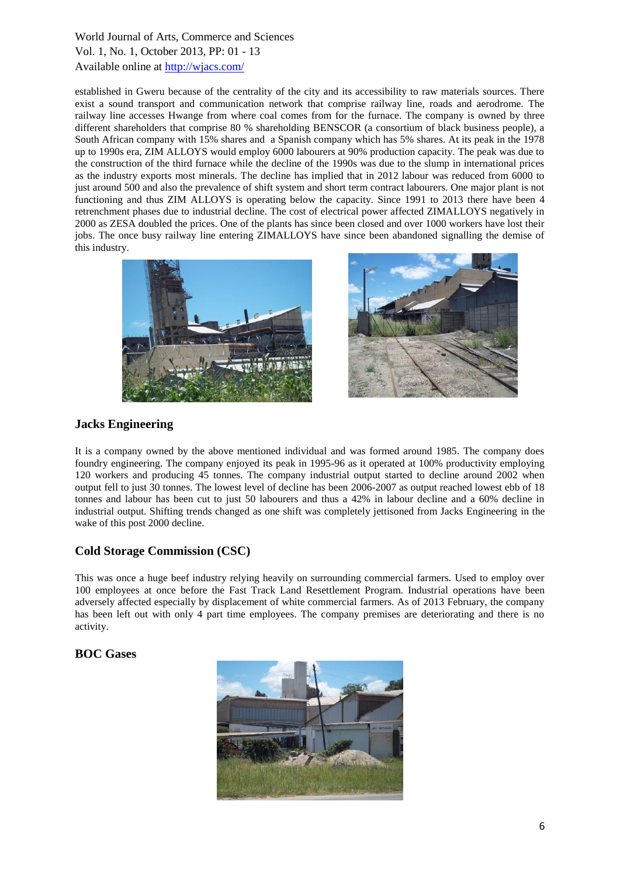established in Gweru because of the centrality of the city and its accessibility to raw materials sources. There exist a sound transport and communication network that comprise railway line, roads and aerodrome. The railway line accesses Hwange from where coal comes from for the furnace. The company is owned by three different shareholders that comprise 80 % shareholding BENSCOR (a consortium of black business people), a South African company with 15% shares and a Spanish company which has 5% shares. At its peak in the 1978 up to 1990s era, ZIM ALLOYS would employ 6000 labourers at 90% production capacity. The peak was due to the construction of the third furnace while the decline of the 1990s was due to the slump in international prices as the industry exports most minerals. The decline has implied that in 2012 labour was reduced from 6000 to just around 500 and also the prevalence of shift system and short term contract labourers. One major plant is not functioning and thus ZIM ALLOYS is operating below the capacity. Since 1991 to 2013 there have been 4 retrenchment phases due to industrial decline. The cost of electrical power affected ZIMALLOYS negatively in 2000 as ZESA doubled the prices. One of the plants has since been closed and over 1000 workers have lost their jobs. The once busy railway line entering ZIMALLOYS have since been abandoned signalling the demise of this industry.

## Jacks Engineering

It is a company owned by the above mentioned individual and was formed around 1985. The company does foundry engineering. The company enjoyed its peak in 1995-96 as it operated at 100% productivity employing 120 workers and producing 45 tonnes. The company industrial output started to decline around 2002 when output fell to just 30 tonnes. The lowest level of decline has been 2006-2007 as output reached lowest ebb of 18 tonnes and labour has been cut to just 50 labourers and thus a 42% in labour decline and a 60% decline in industrial output. Shifting trends changed as one shift was completely jettisoned from Jacks Engineering in the wake of this post 2000 decline.

## Cold Storage Commission (CSC)

This was once a huge beef industry relying heavily on surrounding commercial farmers. Used to employ over 100 employees at once before the Fast Track Land Resettlement Program. Industrial operations have been adversely affected especially by displacement of white commercial farmers. As of 2013 February, the company has been left out with only 4 part time employees. The company premises are deteriorating and there is no activity.

## BOC Gases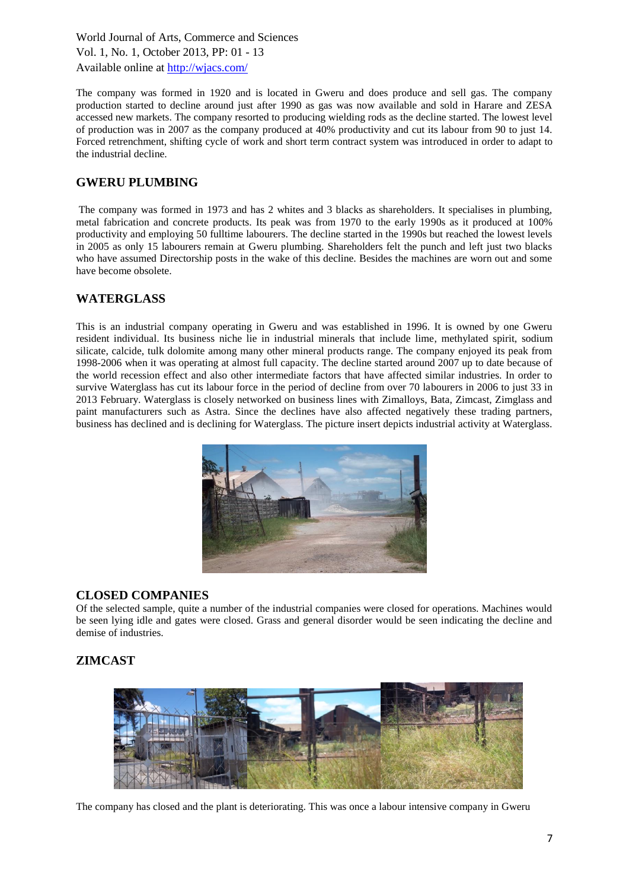The company was formed in 1920 and is located in Gweru and does produce and sell gas. The company production started to decline around just after 1990 as gas was now available and sold in Harare and ZESA accessed new markets. The company resorted to producing wielding rods as the decline started. The lowest level of production was in 2007 as the company produced at 40% productivity and cut its labour from 90 to just 14. Forced retrenchment, shifting cycle of work and short term contract system was introduced in order to adapt to the industrial decline.

## GWERU PLUMBING

The company was formed in 1973 and has 2 whites and 3 blacks as shareholders. It specialises in plumbing, metal fabrication and concrete products. Its peak was from 1970 to the early 1990s as it produced at 100% productivity and employing 50 fulltime labourers. The decline started in the 1990s but reached the lowest levels in 2005 as only 15 labourers remain at Gweru plumbing. Shareholders felt the punch and left just two blacks who have assumed Directorship posts in the wake of this decline. Besides the machines are worn out and some have become obsolete.

## WATERGLASS

This is an industrial company operating in Gweru and was established in 1996. It is owned by one Gweru resident individual. Its business niche lie in industrial minerals that include lime, methylated spirit, sodium silicate, calcide, tulk dolomite among many other mineral products range. The company enjoyed its peak from 1998-2006 when it was operating at almost full capacity. The decline started around 2007 up to date because of the world recession effect and also other intermediate factors that have affected similar industries. In order to survive Waterglass has cut its labour force in the period of decline from over 70 labourers in 2006 to just 33 in 2013 February. Waterglass is closely networked on business lines with Zimalloys, Bata, Zimcast, Zimglass and paint manufacturers such as Astra. Since the declines have also affected negatively these trading partners, business has declined and is declining for Waterglass. The picture insert depicts industrial activity at Waterglass.

## CLOSED COMPANIES

Of the selected sample, quite a number of the industrial companies were closed for operations. Machines would be seen lying idle and gates were closed. Grass and general disorder would be seen indicating the decline and demise of industries.

## ZIMCAST

The company has closed and the plant is deteriorating. This was once a labour intensive company in Gweru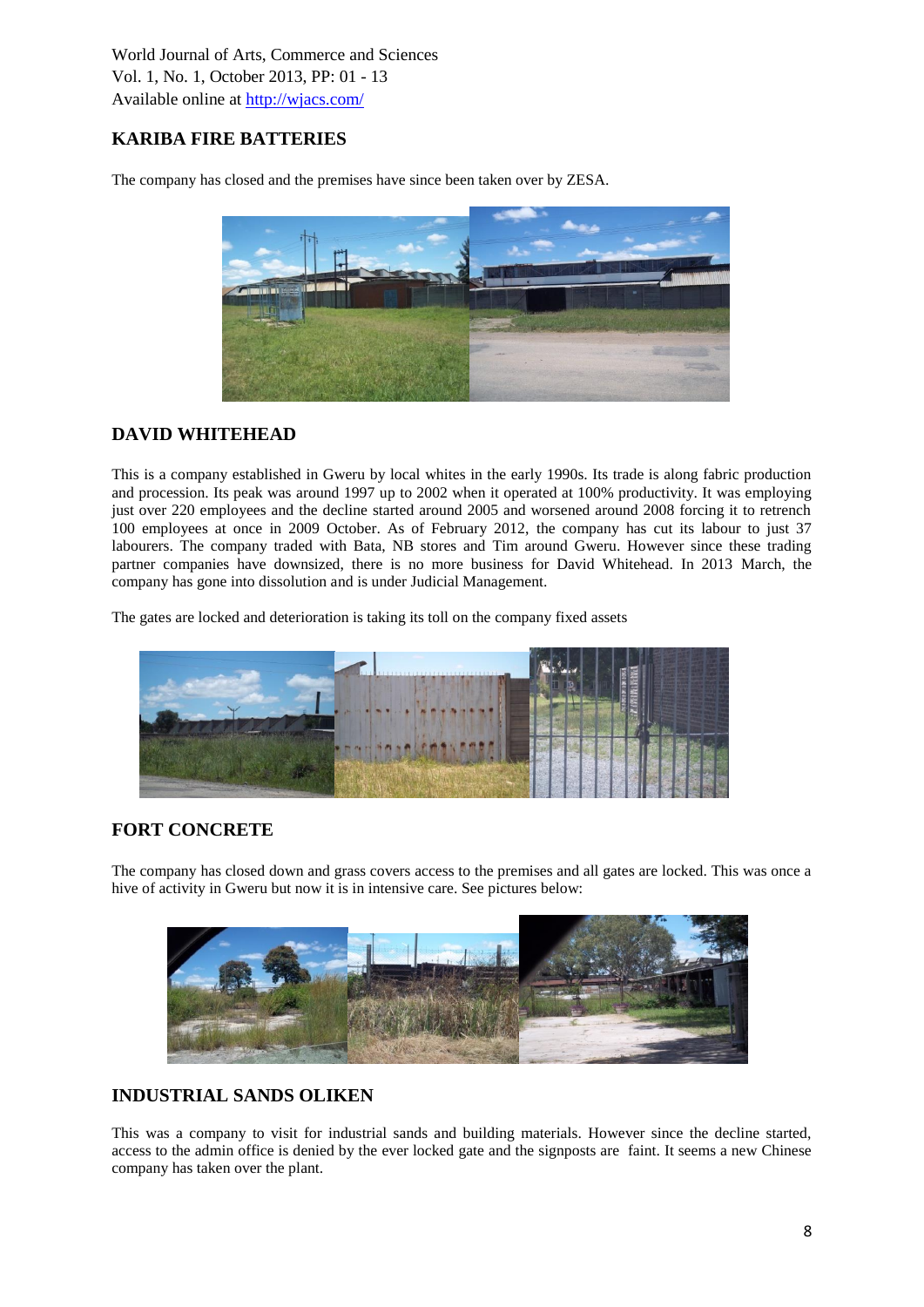## KARIBA FIRE BATTERIES

The company has closed and the premises have since been taken over by ZESA.

## DAVID WHITEHEAD

This is a company established in Gweru by local whites in the early 1990s. Its trade is along fabric production and procession. Its peak was around 1997 up to 2002 when it operated at 100% productivity. It was employing just over 220 employees and the decline started around 2005 and worsened around 2008 forcing it to retrench 100 employees at once in 2009 October. As of February 2012, the company has cut its labour to just 37 labourers. The company traded with Bata, NB stores and Tim around Gweru. However since these trading partner companies have downsized, there is no more business for David Whitehead. In 2013 March, the company has gone into dissolution and is under Judicial Management.

The gates are locked and deterioration is taking its toll on the company fixed assets

## FORT CONCRETE

The company has closed down and grass covers access to the premises and all gates are locked. This was once a hive of activity in Gweru but now it is in intensive care. See pictures below:

## INDUSTRIAL SANDS OLIKEN

This was a company to visit for industrial sands and building materials. However since the decline started, access to the admin office is denied by the ever locked gate and the signposts are faint. It seems a new Chinese company has taken over the plant.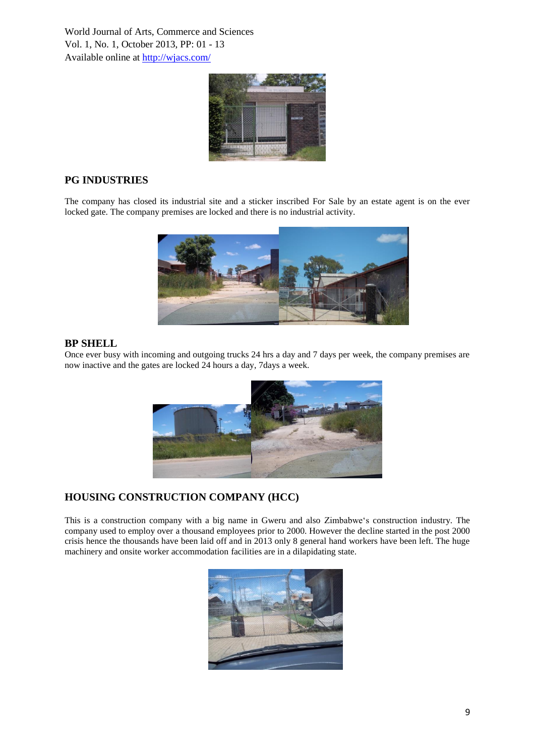## PG INDUSTRIES

The company has closed its industrial site and a sticker inscribed For Sale by an estate agent is on the ever locked gate. The company premises are locked and there is no industrial activity.

## BP SHELL

Once ever busy with incoming and outgoing trucks 24 hrs a day and 7 days per week, the company premises are now inactive and the gates are locked 24 hours a day, 7days a week.

## HOUSING CONSTRUCTION COMPANY (HCC)

This is a construction company with a big name in Gweru and also Zimbabwe‗s construction industry. The company used to employ over a thousand employees prior to 2000. However the decline started in the post 2000 crisis hence the thousands have been laid off and in 2013 only 8 general hand workers have been left. The huge machinery and onsite worker accommodation facilities are in a dilapidating state.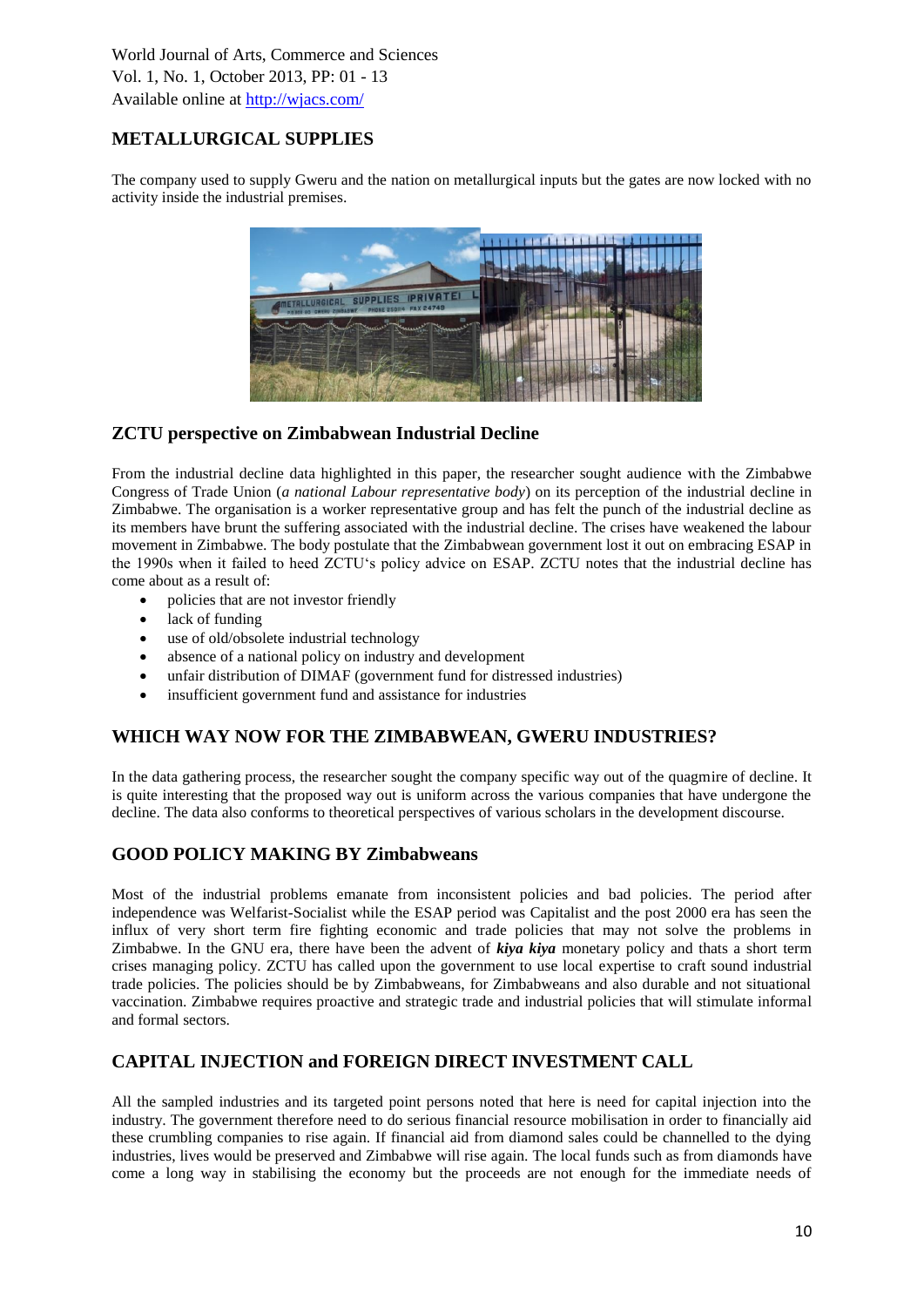## METALLURGICAL SUPPLIES

The company used to supply Gweru and the nation on metallurgical inputs but the gates are now locked with no activity inside the industrial premises.

## ZCTU perspective on Zimbabwean Industrial Decline

From the industrial decline data highlighted in this paper, the researcher sought audience with the Zimbabwe Congress of Trade Union (*a national Labour representative body*) on its perception of the industrial decline in Zimbabwe. The organisation is a worker representative group and has felt the punch of the industrial decline as its members have brunt the suffering associated with the industrial decline. The crises have weakened the labour movement in Zimbabwe. The body postulate that the Zimbabwean government lost it out on embracing ESAP in the 1990s when it failed to heed ZCTU's policy advice on ESAP. ZCTU notes that the industrial decline has come about as a result of:

- policies that are not investor friendly
- lack of funding
- use of old/obsolete industrial technology
- absence of a national policy on industry and development
- unfair distribution of DIMAF (government fund for distressed industries)
- insufficient government fund and assistance for industries

## WHICH WAY NOW FOR THE ZIMBABWEAN, GWERU INDUSTRIES?

In the data gathering process, the researcher sought the company specific way out of the quagmire of decline. It is quite interesting that the proposed way out is uniform across the various companies that have undergone the decline. The data also conforms to theoretical perspectives of various scholars in the development discourse.

## GOOD POLICY MAKING BY Zimbabweans

Most of the industrial problems emanate from inconsistent policies and bad policies. The period after independence was Welfarist-Socialist while the ESAP period was Capitalist and the post 2000 era has seen the influx of very short term fire fighting economic and trade policies that may not solve the problems in Zimbabwe. In the GNU era, there have been the advent of ***kiya kiya*** monetary policy and thats a short term crises managing policy. ZCTU has called upon the government to use local expertise to craft sound industrial trade policies. The policies should be by Zimbabweans, for Zimbabweans and also durable and not situational vaccination. Zimbabwe requires proactive and strategic trade and industrial policies that will stimulate informal and formal sectors.

## CAPITAL INJECTION and FOREIGN DIRECT INVESTMENT CALL

All the sampled industries and its targeted point persons noted that here is need for capital injection into the industry. The government therefore need to do serious financial resource mobilisation in order to financially aid these crumbling companies to rise again. If financial aid from diamond sales could be channelled to the dying industries, lives would be preserved and Zimbabwe will rise again. The local funds such as from diamonds have come a long way in stabilising the economy but the proceeds are not enough for the immediate needs of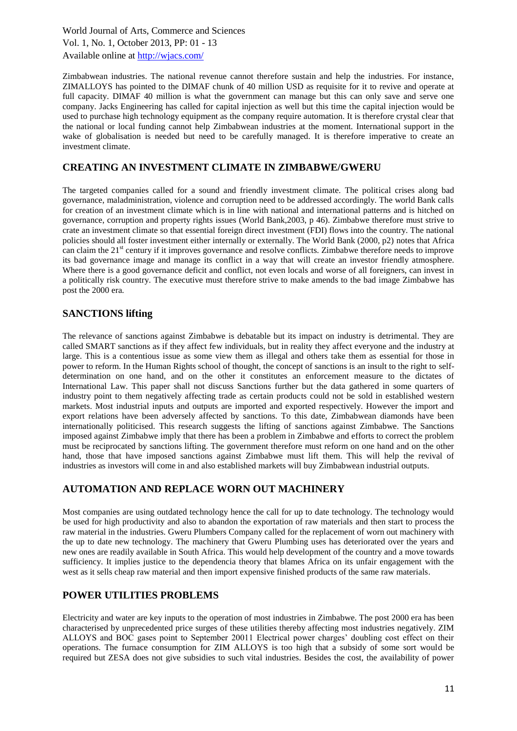Zimbabwean industries. The national revenue cannot therefore sustain and help the industries. For instance, ZIMALLOYS has pointed to the DIMAF chunk of 40 million USD as requisite for it to revive and operate at full capacity. DIMAF 40 million is what the government can manage but this can only save and serve one company. Jacks Engineering has called for capital injection as well but this time the capital injection would be used to purchase high technology equipment as the company require automation. It is therefore crystal clear that the national or local funding cannot help Zimbabwean industries at the moment. International support in the wake of globalisation is needed but need to be carefully managed. It is therefore imperative to create an investment climate.

## CREATING AN INVESTMENT CLIMATE IN ZIMBABWE/GWERU

The targeted companies called for a sound and friendly investment climate. The political crises along bad governance, maladministration, violence and corruption need to be addressed accordingly. The world Bank calls for creation of an investment climate which is in line with national and international patterns and is hitched on governance, corruption and property rights issues (World Bank,2003, p 46). Zimbabwe therefore must strive to crate an investment climate so that essential foreign direct investment (FDI) flows into the country. The national policies should all foster investment either internally or externally. The World Bank (2000, p2) notes that Africa can claim the 21st century if it improves governance and resolve conflicts. Zimbabwe therefore needs to improve its bad governance image and manage its conflict in a way that will create an investor friendly atmosphere. Where there is a good governance deficit and conflict, not even locals and worse of all foreigners, can invest in a politically risk country. The executive must therefore strive to make amends to the bad image Zimbabwe has post the 2000 era.

## SANCTIONS lifting

The relevance of sanctions against Zimbabwe is debatable but its impact on industry is detrimental. They are called SMART sanctions as if they affect few individuals, but in reality they affect everyone and the industry at large. This is a contentious issue as some view them as illegal and others take them as essential for those in power to reform. In the Human Rights school of thought, the concept of sanctions is an insult to the right to self-determination on one hand, and on the other it constitutes an enforcement measure to the dictates of International Law. This paper shall not discuss Sanctions further but the data gathered in some quarters of industry point to them negatively affecting trade as certain products could not be sold in established western markets. Most industrial inputs and outputs are imported and exported respectively. However the import and export relations have been adversely affected by sanctions. To this date, Zimbabwean diamonds have been internationally politicised. This research suggests the lifting of sanctions against Zimbabwe. The Sanctions imposed against Zimbabwe imply that there has been a problem in Zimbabwe and efforts to correct the problem must be reciprocated by sanctions lifting. The government therefore must reform on one hand and on the other hand, those that have imposed sanctions against Zimbabwe must lift them. This will help the revival of industries as investors will come in and also established markets will buy Zimbabwean industrial outputs.

## AUTOMATION AND REPLACE WORN OUT MACHINERY

Most companies are using outdated technology hence the call for up to date technology. The technology would be used for high productivity and also to abandon the exportation of raw materials and then start to process the raw material in the industries. Gweru Plumbers Company called for the replacement of worn out machinery with the up to date new technology. The machinery that Gweru Plumbing uses has deteriorated over the years and new ones are readily available in South Africa. This would help development of the country and a move towards sufficiency. It implies justice to the dependencia theory that blames Africa on its unfair engagement with the west as it sells cheap raw material and then import expensive finished products of the same raw materials.

## POWER UTILITIES PROBLEMS

Electricity and water are key inputs to the operation of most industries in Zimbabwe. The post 2000 era has been characterised by unprecedented price surges of these utilities thereby affecting most industries negatively. ZIM ALLOYS and BOC gases point to September 20011 Electrical power charges' doubling cost effect on their operations. The furnace consumption for ZIM ALLOYS is too high that a subsidy of some sort would be required but ZESA does not give subsidies to such vital industries. Besides the cost, the availability of power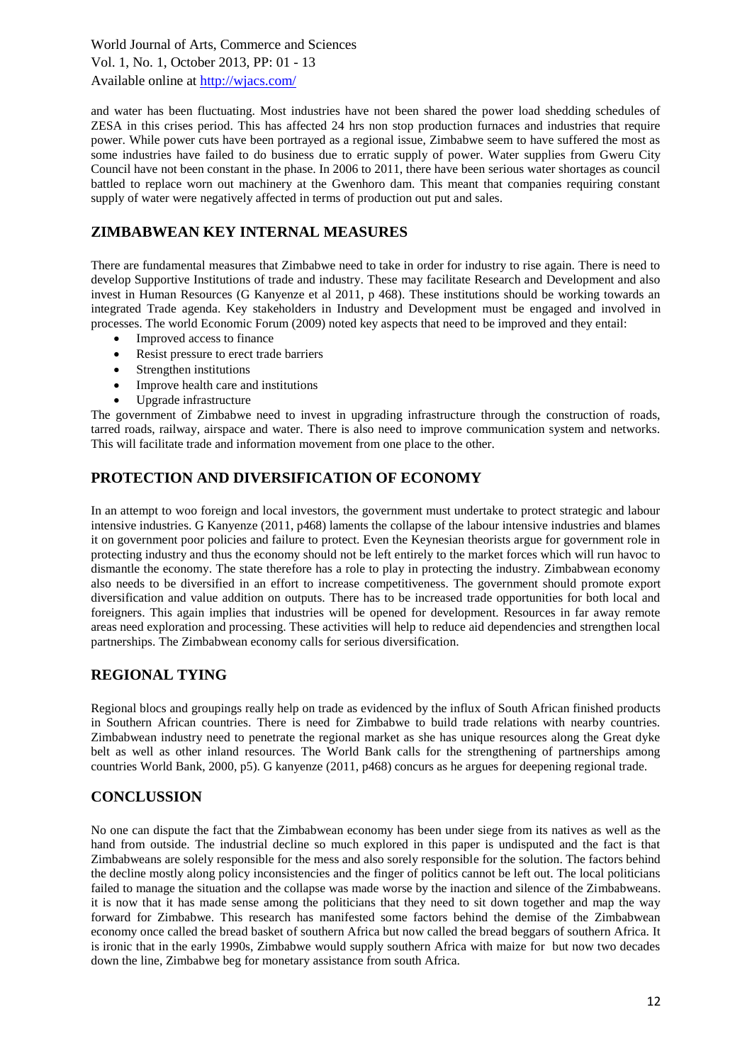and water has been fluctuating. Most industries have not been shared the power load shedding schedules of ZESA in this crises period. This has affected 24 hrs non stop production furnaces and industries that require power. While power cuts have been portrayed as a regional issue, Zimbabwe seem to have suffered the most as some industries have failed to do business due to erratic supply of power. Water supplies from Gweru City Council have not been constant in the phase. In 2006 to 2011, there have been serious water shortages as council battled to replace worn out machinery at the Gwenhoro dam. This meant that companies requiring constant supply of water were negatively affected in terms of production out put and sales.

## ZIMBABWEAN KEY INTERNAL MEASURES

There are fundamental measures that Zimbabwe need to take in order for industry to rise again. There is need to develop Supportive Institutions of trade and industry. These may facilitate Research and Development and also invest in Human Resources (G Kanyenze et al 2011, p 468). These institutions should be working towards an integrated Trade agenda. Key stakeholders in Industry and Development must be engaged and involved in processes. The world Economic Forum (2009) noted key aspects that need to be improved and they entail:

- Improved access to finance
- Resist pressure to erect trade barriers
- Strengthen institutions
- Improve health care and institutions
- Upgrade infrastructure

The government of Zimbabwe need to invest in upgrading infrastructure through the construction of roads, tarred roads, railway, airspace and water. There is also need to improve communication system and networks. This will facilitate trade and information movement from one place to the other.

## PROTECTION AND DIVERSIFICATION OF ECONOMY

In an attempt to woo foreign and local investors, the government must undertake to protect strategic and labour intensive industries. G Kanyenze (2011, p468) laments the collapse of the labour intensive industries and blames it on government poor policies and failure to protect. Even the Keynesian theorists argue for government role in protecting industry and thus the economy should not be left entirely to the market forces which will run havoc to dismantle the economy. The state therefore has a role to play in protecting the industry. Zimbabwean economy also needs to be diversified in an effort to increase competitiveness. The government should promote export diversification and value addition on outputs. There has to be increased trade opportunities for both local and foreigners. This again implies that industries will be opened for development. Resources in far away remote areas need exploration and processing. These activities will help to reduce aid dependencies and strengthen local partnerships. The Zimbabwean economy calls for serious diversification.

## REGIONAL TYING

Regional blocs and groupings really help on trade as evidenced by the influx of South African finished products in Southern African countries. There is need for Zimbabwe to build trade relations with nearby countries. Zimbabwean industry need to penetrate the regional market as she has unique resources along the Great dyke belt as well as other inland resources. The World Bank calls for the strengthening of partnerships among countries World Bank, 2000, p5). G kanyenze (2011, p468) concurs as he argues for deepening regional trade.

## CONCLUSSION

No one can dispute the fact that the Zimbabwean economy has been under siege from its natives as well as the hand from outside. The industrial decline so much explored in this paper is undisputed and the fact is that Zimbabweans are solely responsible for the mess and also sorely responsible for the solution. The factors behind the decline mostly along policy inconsistencies and the finger of politics cannot be left out. The local politicians failed to manage the situation and the collapse was made worse by the inaction and silence of the Zimbabweans. it is now that it has made sense among the politicians that they need to sit down together and map the way forward for Zimbabwe. This research has manifested some factors behind the demise of the Zimbabwean economy once called the bread basket of southern Africa but now called the bread beggars of southern Africa. It is ironic that in the early 1990s, Zimbabwe would supply southern Africa with maize for but now two decades down the line, Zimbabwe beg for monetary assistance from south Africa.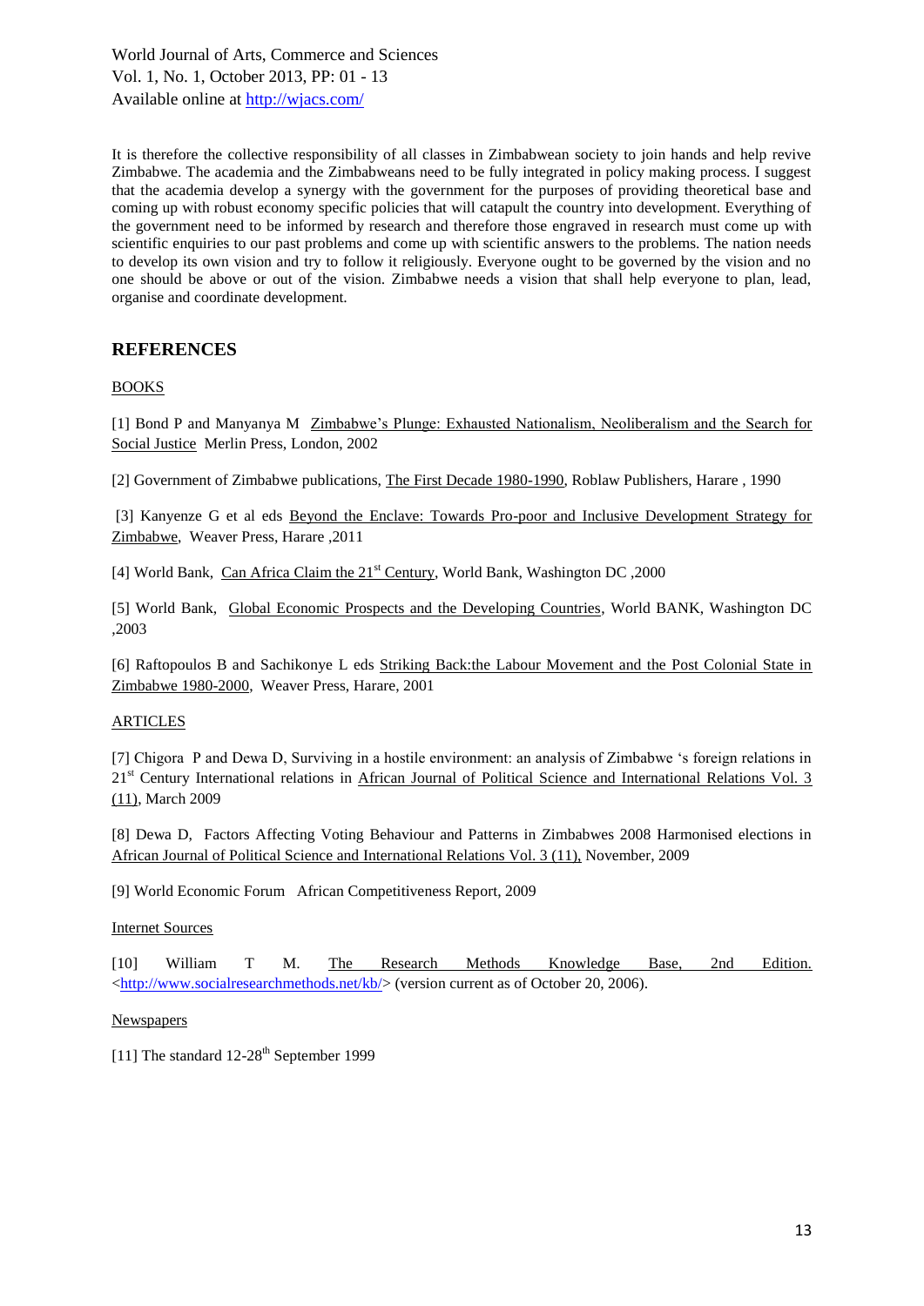It is therefore the collective responsibility of all classes in Zimbabwean society to join hands and help revive Zimbabwe. The academia and the Zimbabweans need to be fully integrated in policy making process. I suggest that the academia develop a synergy with the government for the purposes of providing theoretical base and coming up with robust economy specific policies that will catapult the country into development. Everything of the government need to be informed by research and therefore those engraved in research must come up with scientific enquiries to our past problems and come up with scientific answers to the problems. The nation needs to develop its own vision and try to follow it religiously. Everyone ought to be governed by the vision and no one should be above or out of the vision. Zimbabwe needs a vision that shall help everyone to plan, lead, organise and coordinate development.

## REFERENCES

BOOKS

[1] Bond P and Manyanya M Zimbabwe's Plunge: Exhausted Nationalism, Neoliberalism and the Search for Social Justice Merlin Press, London, 2002

[2] Government of Zimbabwe publications, The First Decade 1980-1990, Roblaw Publishers, Harare , 1990

[3] Kanyenze G et al eds Beyond the Enclave: Towards Pro-poor and Inclusive Development Strategy for Zimbabwe, Weaver Press, Harare ,2011

[4] World Bank, Can Africa Claim the 21st Century, World Bank, Washington DC ,2000

[5] World Bank, Global Economic Prospects and the Developing Countries, World BANK, Washington DC ,2003

[6] Raftopoulos B and Sachikonye L eds Striking Back:the Labour Movement and the Post Colonial State in Zimbabwe 1980-2000, Weaver Press, Harare, 2001

ARTICLES

[7] Chigora P and Dewa D, Surviving in a hostile environment: an analysis of Zimbabwe 's foreign relations in 21st Century International relations in African Journal of Political Science and International Relations Vol. 3 (11), March 2009

[8] Dewa D, Factors Affecting Voting Behaviour and Patterns in Zimbabwes 2008 Harmonised elections in African Journal of Political Science and International Relations Vol. 3 (11), November, 2009

[9] World Economic Forum African Competitiveness Report, 2009

Internet Sources

[10] William T M. The Research Methods Knowledge Base, 2nd Edition. <http://www.socialresearchmethods.net/kb/> (version current as of October 20, 2006).

Newspapers

[11] The standard 12-28th September 1999